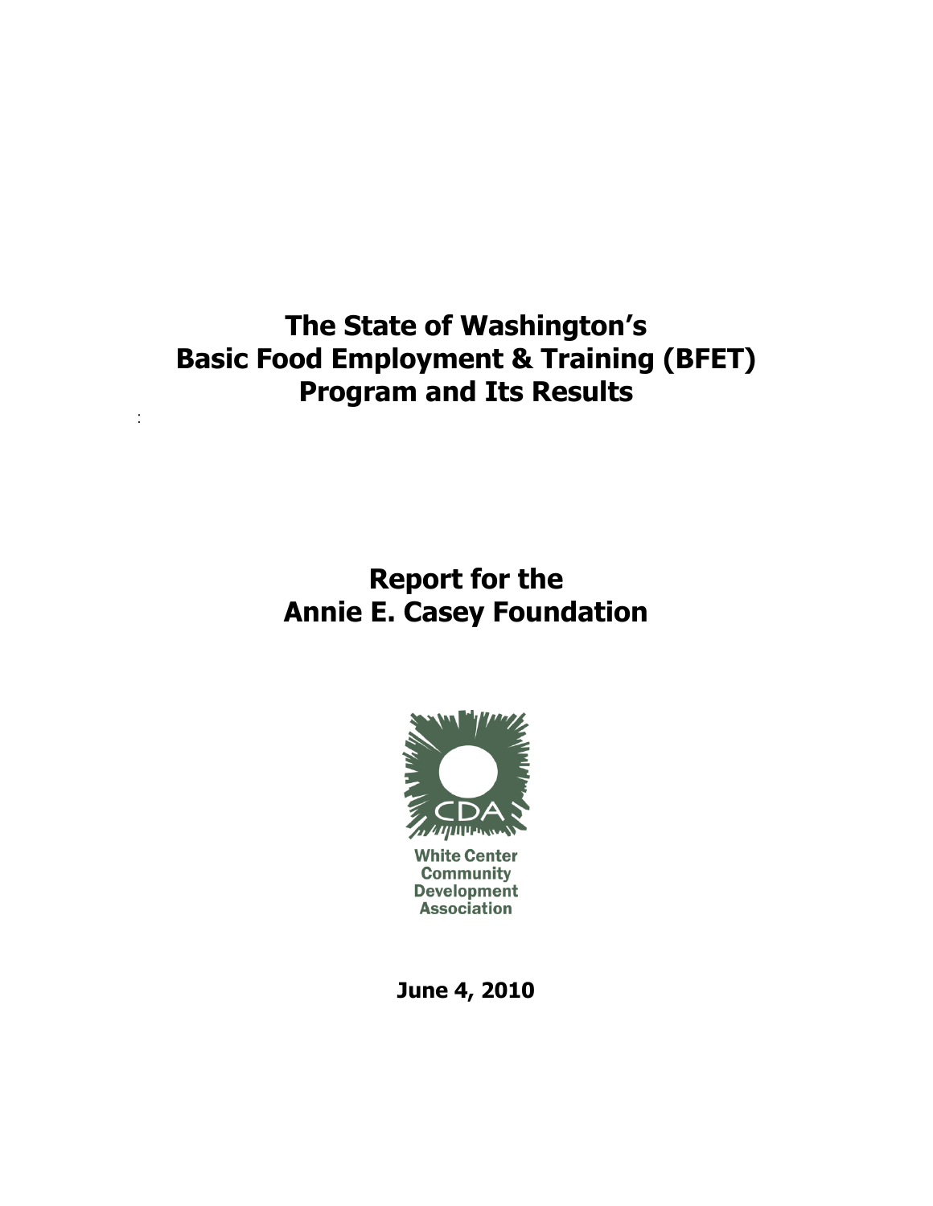# The State of Washington's Basic Food Employment & Training (BFET) Program and Its Results

:

## Report for the Annie E. Casey Foundation

CDA

White Center Community Development Association

**June 4, 2010**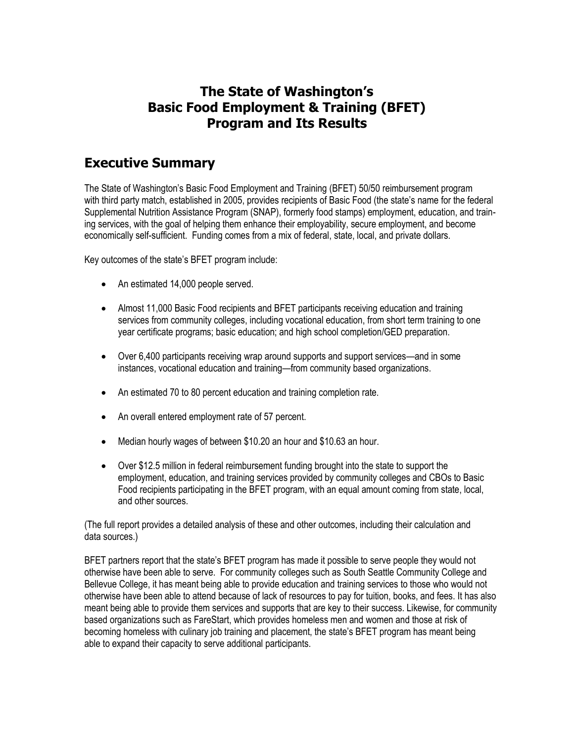# The State of Washington's Basic Food Employment & Training (BFET) Program and Its Results

## Executive Summary

The State of Washington's Basic Food Employment and Training (BFET) 50/50 reimbursement program with third party match, established in 2005, provides recipients of Basic Food (the state's name for the federal Supplemental Nutrition Assistance Program (SNAP), formerly food stamps) employment, education, and training services, with the goal of helping them enhance their employability, secure employment, and become economically self-sufficient. Funding comes from a mix of federal, state, local, and private dollars.

Key outcomes of the state's BFET program include:

- An estimated 14,000 people served.
- Almost 11,000 Basic Food recipients and BFET participants receiving education and training services from community colleges, including vocational education, from short term training to one year certificate programs; basic education; and high school completion/GED preparation.
- Over 6,400 participants receiving wrap around supports and support services—and in some instances, vocational education and training—from community based organizations.
- An estimated 70 to 80 percent education and training completion rate.
- An overall entered employment rate of 57 percent.
- Median hourly wages of between $10.20 an hour and $10.63 an hour.
- Over $12.5 million in federal reimbursement funding brought into the state to support the employment, education, and training services provided by community colleges and CBOs to Basic Food recipients participating in the BFET program, with an equal amount coming from state, local, and other sources.

(The full report provides a detailed analysis of these and other outcomes, including their calculation and data sources.)

BFET partners report that the state's BFET program has made it possible to serve people they would not otherwise have been able to serve. For community colleges such as South Seattle Community College and Bellevue College, it has meant being able to provide education and training services to those who would not otherwise have been able to attend because of lack of resources to pay for tuition, books, and fees. It has also meant being able to provide them services and supports that are key to their success. Likewise, for community based organizations such as FareStart, which provides homeless men and women and those at risk of becoming homeless with culinary job training and placement, the state's BFET program has meant being able to expand their capacity to serve additional participants.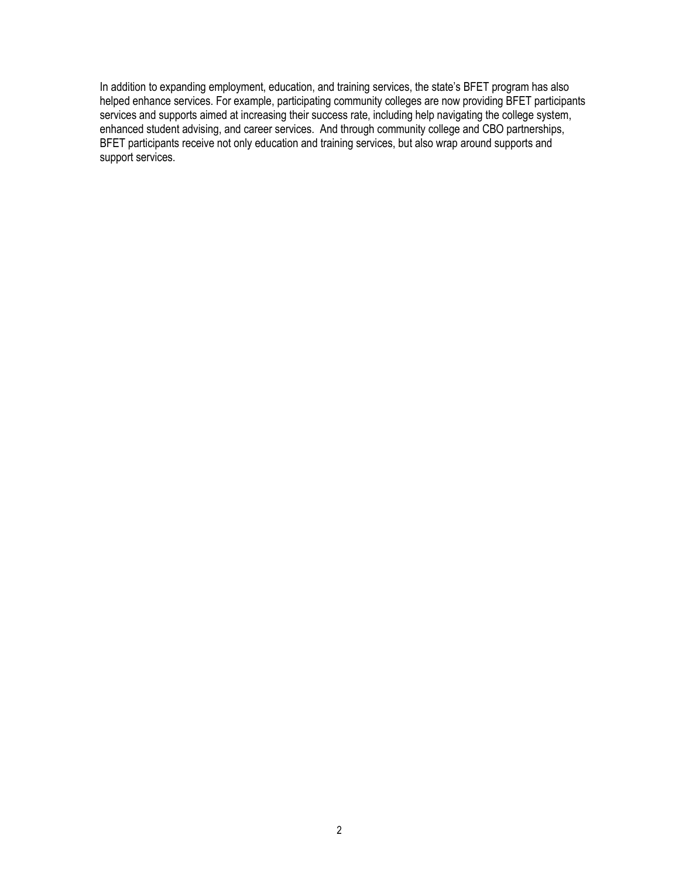In addition to expanding employment, education, and training services, the state's BFET program has also helped enhance services. For example, participating community colleges are now providing BFET participants services and supports aimed at increasing their success rate, including help navigating the college system, enhanced student advising, and career services. And through community college and CBO partnerships, BFET participants receive not only education and training services, but also wrap around supports and support services.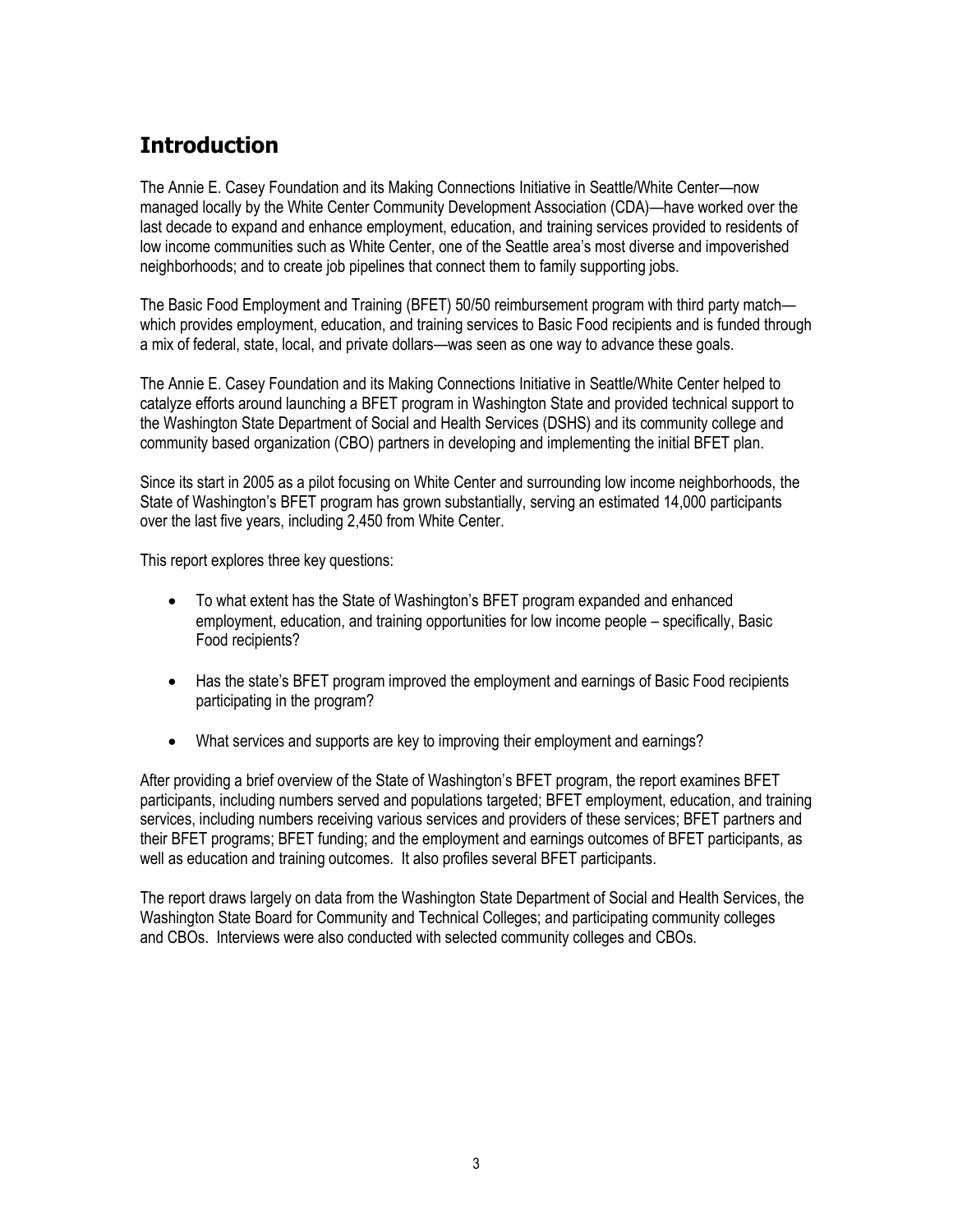# Introduction

The Annie E. Casey Foundation and its Making Connections Initiative in Seattle/White Center—now managed locally by the White Center Community Development Association (CDA)—have worked over the last decade to expand and enhance employment, education, and training services provided to residents of low income communities such as White Center, one of the Seattle area's most diverse and impoverished neighborhoods; and to create job pipelines that connect them to family supporting jobs.

The Basic Food Employment and Training (BFET) 50/50 reimbursement program with third party match—which provides employment, education, and training services to Basic Food recipients and is funded through a mix of federal, state, local, and private dollars—was seen as one way to advance these goals.

The Annie E. Casey Foundation and its Making Connections Initiative in Seattle/White Center helped to catalyze efforts around launching a BFET program in Washington State and provided technical support to the Washington State Department of Social and Health Services (DSHS) and its community college and community based organization (CBO) partners in developing and implementing the initial BFET plan.

Since its start in 2005 as a pilot focusing on White Center and surrounding low income neighborhoods, the State of Washington's BFET program has grown substantially, serving an estimated 14,000 participants over the last five years, including 2,450 from White Center.

This report explores three key questions:

- To what extent has the State of Washington's BFET program expanded and enhanced employment, education, and training opportunities for low income people – specifically, Basic Food recipients?
- Has the state's BFET program improved the employment and earnings of Basic Food recipients participating in the program?
- What services and supports are key to improving their employment and earnings?

After providing a brief overview of the State of Washington's BFET program, the report examines BFET participants, including numbers served and populations targeted; BFET employment, education, and training services, including numbers receiving various services and providers of these services; BFET partners and their BFET programs; BFET funding; and the employment and earnings outcomes of BFET participants, as well as education and training outcomes. It also profiles several BFET participants.

The report draws largely on data from the Washington State Department of Social and Health Services, the Washington State Board for Community and Technical Colleges; and participating community colleges and CBOs. Interviews were also conducted with selected community colleges and CBOs.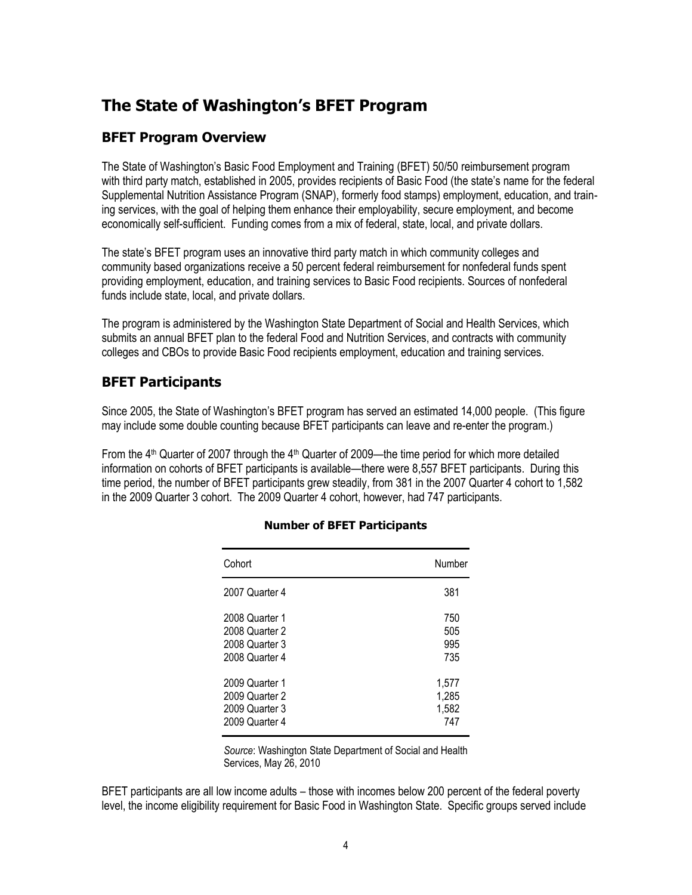# The State of Washington's BFET Program

## BFET Program Overview

The State of Washington's Basic Food Employment and Training (BFET) 50/50 reimbursement program with third party match, established in 2005, provides recipients of Basic Food (the state's name for the federal Supplemental Nutrition Assistance Program (SNAP), formerly food stamps) employment, education, and training services, with the goal of helping them enhance their employability, secure employment, and become economically self-sufficient. Funding comes from a mix of federal, state, local, and private dollars.

The state's BFET program uses an innovative third party match in which community colleges and community based organizations receive a 50 percent federal reimbursement for nonfederal funds spent providing employment, education, and training services to Basic Food recipients. Sources of nonfederal funds include state, local, and private dollars.

The program is administered by the Washington State Department of Social and Health Services, which submits an annual BFET plan to the federal Food and Nutrition Services, and contracts with community colleges and CBOs to provide Basic Food recipients employment, education and training services.

## BFET Participants

Since 2005, the State of Washington's BFET program has served an estimated 14,000 people. (This figure may include some double counting because BFET participants can leave and re-enter the program.)

From the 4th Quarter of 2007 through the 4th Quarter of 2009—the time period for which more detailed information on cohorts of BFET participants is available—there were 8,557 BFET participants. During this time period, the number of BFET participants grew steadily, from 381 in the 2007 Quarter 4 cohort to 1,582 in the 2009 Quarter 3 cohort. The 2009 Quarter 4 cohort, however, had 747 participants.

**Number of BFET Participants**

| Cohort | Number |
|---|---|
| 2007 Quarter 4 | 381 |
| 2008 Quarter 1 | 750 |
| 2008 Quarter 2 | 505 |
| 2008 Quarter 3 | 995 |
| 2008 Quarter 4 | 735 |
| 2009 Quarter 1 | 1,577 |
| 2009 Quarter 2 | 1,285 |
| 2009 Quarter 3 | 1,582 |
| 2009 Quarter 4 | 747 |

*Source*: Washington State Department of Social and Health Services, May 26, 2010

BFET participants are all low income adults – those with incomes below 200 percent of the federal poverty level, the income eligibility requirement for Basic Food in Washington State. Specific groups served include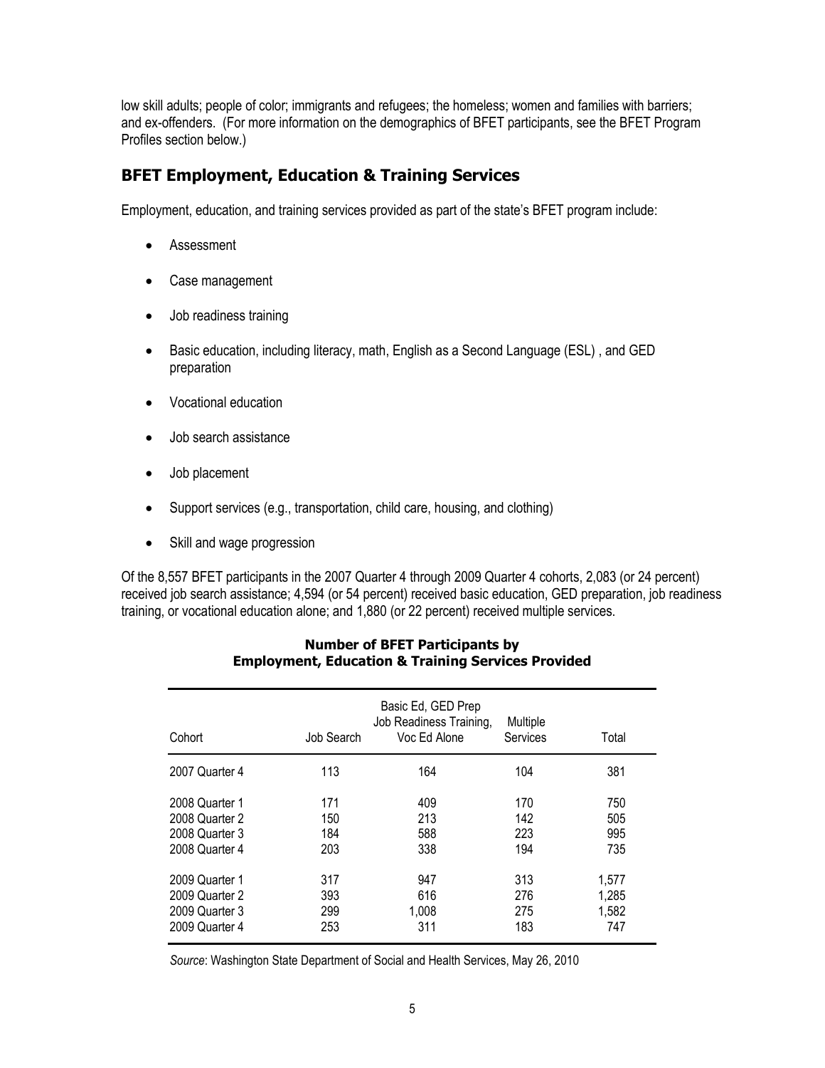low skill adults; people of color; immigrants and refugees; the homeless; women and families with barriers; and ex-offenders. (For more information on the demographics of BFET participants, see the BFET Program Profiles section below.)

## BFET Employment, Education & Training Services

Employment, education, and training services provided as part of the state's BFET program include:

- Assessment
- Case management
- Job readiness training
- Basic education, including literacy, math, English as a Second Language (ESL) , and GED preparation
- Vocational education
- Job search assistance
- Job placement
- Support services (e.g., transportation, child care, housing, and clothing)
- Skill and wage progression

Of the 8,557 BFET participants in the 2007 Quarter 4 through 2009 Quarter 4 cohorts, 2,083 (or 24 percent) received job search assistance; 4,594 (or 54 percent) received basic education, GED preparation, job readiness training, or vocational education alone; and 1,880 (or 22 percent) received multiple services.

**Number of BFET Participants by Employment, Education & Training Services Provided**

| Cohort | Job Search | Basic Ed, GED Prep Job Readiness Training, Voc Ed Alone | Multiple Services | Total |
|---|---|---|---|---|
| 2007 Quarter 4 | 113 | 164 | 104 | 381 |
| 2008 Quarter 1 | 171 | 409 | 170 | 750 |
| 2008 Quarter 2 | 150 | 213 | 142 | 505 |
| 2008 Quarter 3 | 184 | 588 | 223 | 995 |
| 2008 Quarter 4 | 203 | 338 | 194 | 735 |
| 2009 Quarter 1 | 317 | 947 | 313 | 1,577 |
| 2009 Quarter 2 | 393 | 616 | 276 | 1,285 |
| 2009 Quarter 3 | 299 | 1,008 | 275 | 1,582 |
| 2009 Quarter 4 | 253 | 311 | 183 | 747 |

*Source*: Washington State Department of Social and Health Services, May 26, 2010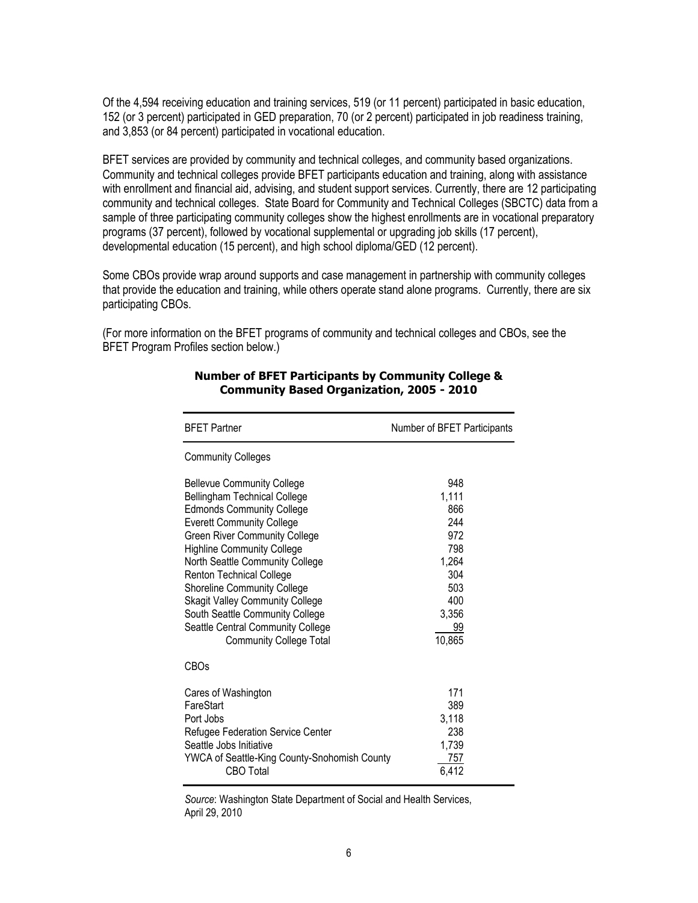Of the 4,594 receiving education and training services, 519 (or 11 percent) participated in basic education, 152 (or 3 percent) participated in GED preparation, 70 (or 2 percent) participated in job readiness training, and 3,853 (or 84 percent) participated in vocational education.

BFET services are provided by community and technical colleges, and community based organizations. Community and technical colleges provide BFET participants education and training, along with assistance with enrollment and financial aid, advising, and student support services. Currently, there are 12 participating community and technical colleges. State Board for Community and Technical Colleges (SBCTC) data from a sample of three participating community colleges show the highest enrollments are in vocational preparatory programs (37 percent), followed by vocational supplemental or upgrading job skills (17 percent), developmental education (15 percent), and high school diploma/GED (12 percent).

Some CBOs provide wrap around supports and case management in partnership with community colleges that provide the education and training, while others operate stand alone programs. Currently, there are six participating CBOs.

(For more information on the BFET programs of community and technical colleges and CBOs, see the BFET Program Profiles section below.)

**Number of BFET Participants by Community College & Community Based Organization, 2005 - 2010**

| BFET Partner | Number of BFET Participants |
|---|---|
| **Community Colleges** | |
| Bellevue Community College | 948 |
| Bellingham Technical College | 1,111 |
| Edmonds Community College | 866 |
| Everett Community College | 244 |
| Green River Community College | 972 |
| Highline Community College | 798 |
| North Seattle Community College | 1,264 |
| Renton Technical College | 304 |
| Shoreline Community College | 503 |
| Skagit Valley Community College | 400 |
| South Seattle Community College | 3,356 |
| Seattle Central Community College | 99 |
| Community College Total | 10,865 |
| **CBOs** | |
| Cares of Washington | 171 |
| FareStart | 389 |
| Port Jobs | 3,118 |
| Refugee Federation Service Center | 238 |
| Seattle Jobs Initiative | 1,739 |
| YWCA of Seattle-King County-Snohomish County | 757 |
| CBO Total | 6,412 |

*Source*: Washington State Department of Social and Health Services, April 29, 2010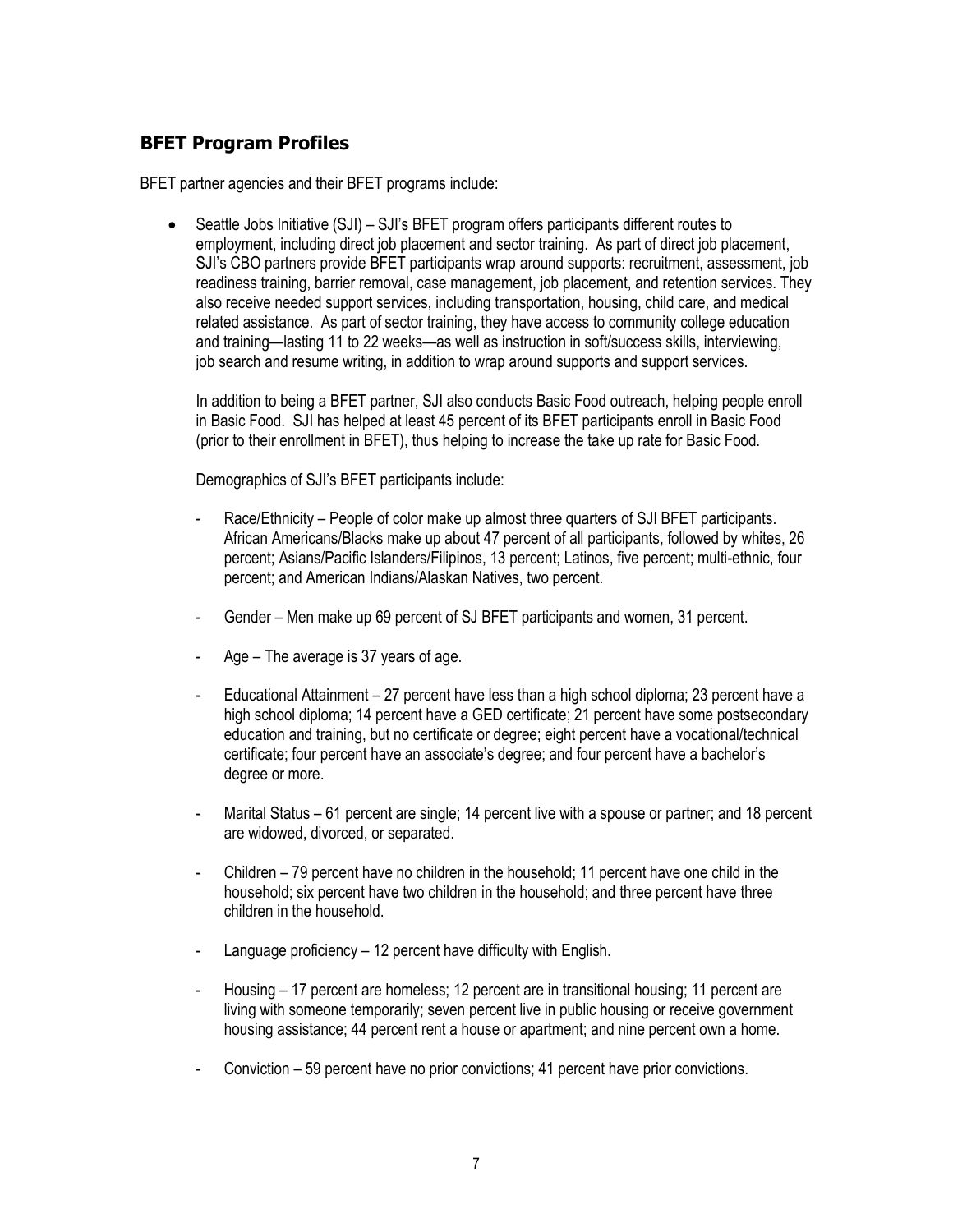## BFET Program Profiles

BFET partner agencies and their BFET programs include:

- Seattle Jobs Initiative (SJI) – SJI's BFET program offers participants different routes to employment, including direct job placement and sector training. As part of direct job placement, SJI's CBO partners provide BFET participants wrap around supports: recruitment, assessment, job readiness training, barrier removal, case management, job placement, and retention services. They also receive needed support services, including transportation, housing, child care, and medical related assistance. As part of sector training, they have access to community college education and training—lasting 11 to 22 weeks—as well as instruction in soft/success skills, interviewing, job search and resume writing, in addition to wrap around supports and support services.

  In addition to being a BFET partner, SJI also conducts Basic Food outreach, helping people enroll in Basic Food. SJI has helped at least 45 percent of its BFET participants enroll in Basic Food (prior to their enrollment in BFET), thus helping to increase the take up rate for Basic Food.

  Demographics of SJI's BFET participants include:

  - Race/Ethnicity – People of color make up almost three quarters of SJI BFET participants. African Americans/Blacks make up about 47 percent of all participants, followed by whites, 26 percent; Asians/Pacific Islanders/Filipinos, 13 percent; Latinos, five percent; multi-ethnic, four percent; and American Indians/Alaskan Natives, two percent.
  - Gender – Men make up 69 percent of SJ BFET participants and women, 31 percent.
  - Age – The average is 37 years of age.
  - Educational Attainment – 27 percent have less than a high school diploma; 23 percent have a high school diploma; 14 percent have a GED certificate; 21 percent have some postsecondary education and training, but no certificate or degree; eight percent have a vocational/technical certificate; four percent have an associate's degree; and four percent have a bachelor's degree or more.
  - Marital Status – 61 percent are single; 14 percent live with a spouse or partner; and 18 percent are widowed, divorced, or separated.
  - Children – 79 percent have no children in the household; 11 percent have one child in the household; six percent have two children in the household; and three percent have three children in the household.
  - Language proficiency – 12 percent have difficulty with English.
  - Housing – 17 percent are homeless; 12 percent are in transitional housing; 11 percent are living with someone temporarily; seven percent live in public housing or receive government housing assistance; 44 percent rent a house or apartment; and nine percent own a home.
  - Conviction – 59 percent have no prior convictions; 41 percent have prior convictions.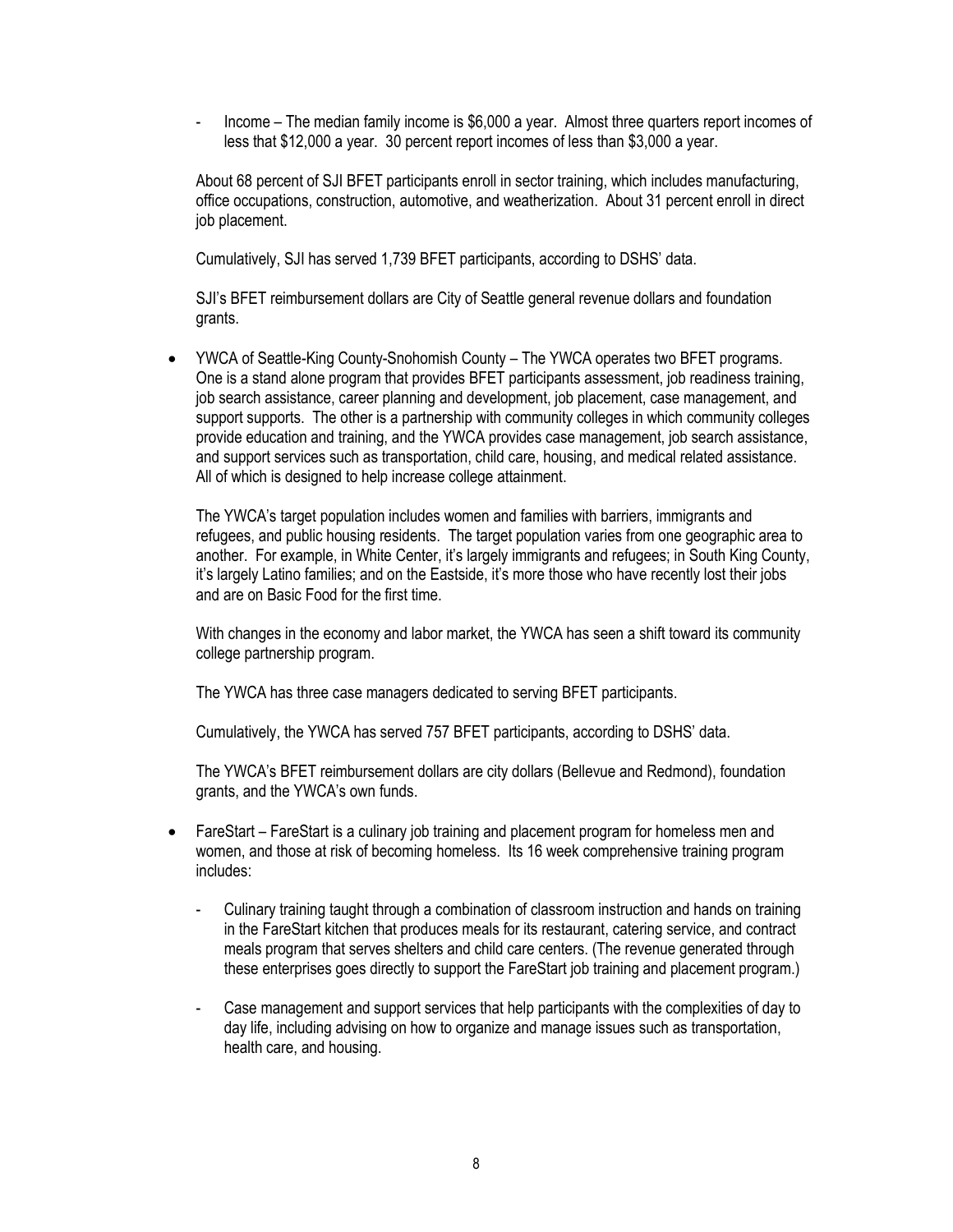- Income – The median family income is $6,000 a year. Almost three quarters report incomes of less that $12,000 a year. 30 percent report incomes of less than $3,000 a year.

  About 68 percent of SJI BFET participants enroll in sector training, which includes manufacturing, office occupations, construction, automotive, and weatherization. About 31 percent enroll in direct job placement.

  Cumulatively, SJI has served 1,739 BFET participants, according to DSHS' data.

  SJI's BFET reimbursement dollars are City of Seattle general revenue dollars and foundation grants.

- YWCA of Seattle-King County-Snohomish County – The YWCA operates two BFET programs. One is a stand alone program that provides BFET participants assessment, job readiness training, job search assistance, career planning and development, job placement, case management, and support supports. The other is a partnership with community colleges in which community colleges provide education and training, and the YWCA provides case management, job search assistance, and support services such as transportation, child care, housing, and medical related assistance. All of which is designed to help increase college attainment.

  The YWCA's target population includes women and families with barriers, immigrants and refugees, and public housing residents. The target population varies from one geographic area to another. For example, in White Center, it's largely immigrants and refugees; in South King County, it's largely Latino families; and on the Eastside, it's more those who have recently lost their jobs and are on Basic Food for the first time.

  With changes in the economy and labor market, the YWCA has seen a shift toward its community college partnership program.

  The YWCA has three case managers dedicated to serving BFET participants.

  Cumulatively, the YWCA has served 757 BFET participants, according to DSHS' data.

  The YWCA's BFET reimbursement dollars are city dollars (Bellevue and Redmond), foundation grants, and the YWCA's own funds.

- FareStart – FareStart is a culinary job training and placement program for homeless men and women, and those at risk of becoming homeless. Its 16 week comprehensive training program includes:

  - Culinary training taught through a combination of classroom instruction and hands on training in the FareStart kitchen that produces meals for its restaurant, catering service, and contract meals program that serves shelters and child care centers. (The revenue generated through these enterprises goes directly to support the FareStart job training and placement program.)

  - Case management and support services that help participants with the complexities of day to day life, including advising on how to organize and manage issues such as transportation, health care, and housing.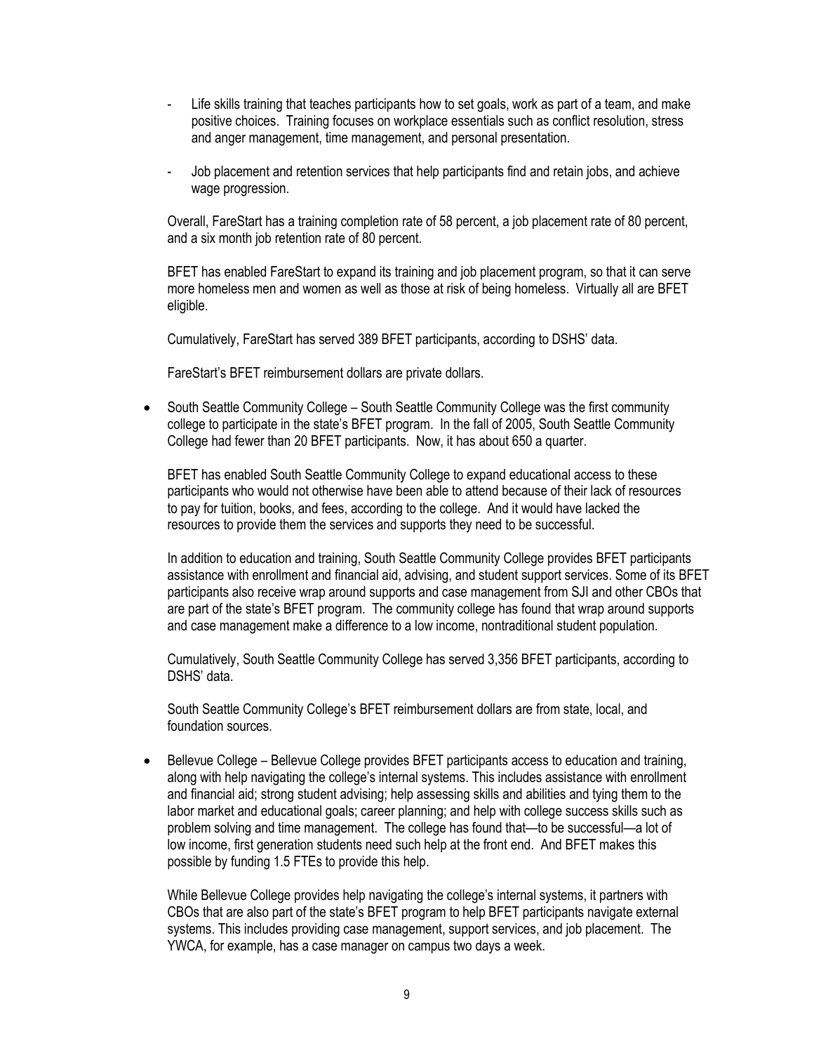- Life skills training that teaches participants how to set goals, work as part of a team, and make positive choices. Training focuses on workplace essentials such as conflict resolution, stress and anger management, time management, and personal presentation.

- Job placement and retention services that help participants find and retain jobs, and achieve wage progression.

Overall, FareStart has a training completion rate of 58 percent, a job placement rate of 80 percent, and a six month job retention rate of 80 percent.

BFET has enabled FareStart to expand its training and job placement program, so that it can serve more homeless men and women as well as those at risk of being homeless. Virtually all are BFET eligible.

Cumulatively, FareStart has served 389 BFET participants, according to DSHS' data.

FareStart's BFET reimbursement dollars are private dollars.

- South Seattle Community College – South Seattle Community College was the first community college to participate in the state's BFET program. In the fall of 2005, South Seattle Community College had fewer than 20 BFET participants. Now, it has about 650 a quarter.

  BFET has enabled South Seattle Community College to expand educational access to these participants who would not otherwise have been able to attend because of their lack of resources to pay for tuition, books, and fees, according to the college. And it would have lacked the resources to provide them the services and supports they need to be successful.

  In addition to education and training, South Seattle Community College provides BFET participants assistance with enrollment and financial aid, advising, and student support services. Some of its BFET participants also receive wrap around supports and case management from SJI and other CBOs that are part of the state's BFET program. The community college has found that wrap around supports and case management make a difference to a low income, nontraditional student population.

  Cumulatively, South Seattle Community College has served 3,356 BFET participants, according to DSHS' data.

  South Seattle Community College's BFET reimbursement dollars are from state, local, and foundation sources.

- Bellevue College – Bellevue College provides BFET participants access to education and training, along with help navigating the college's internal systems. This includes assistance with enrollment and financial aid; strong student advising; help assessing skills and abilities and tying them to the labor market and educational goals; career planning; and help with college success skills such as problem solving and time management. The college has found that—to be successful—a lot of low income, first generation students need such help at the front end. And BFET makes this possible by funding 1.5 FTEs to provide this help.

  While Bellevue College provides help navigating the college's internal systems, it partners with CBOs that are also part of the state's BFET program to help BFET participants navigate external systems. This includes providing case management, support services, and job placement. The YWCA, for example, has a case manager on campus two days a week.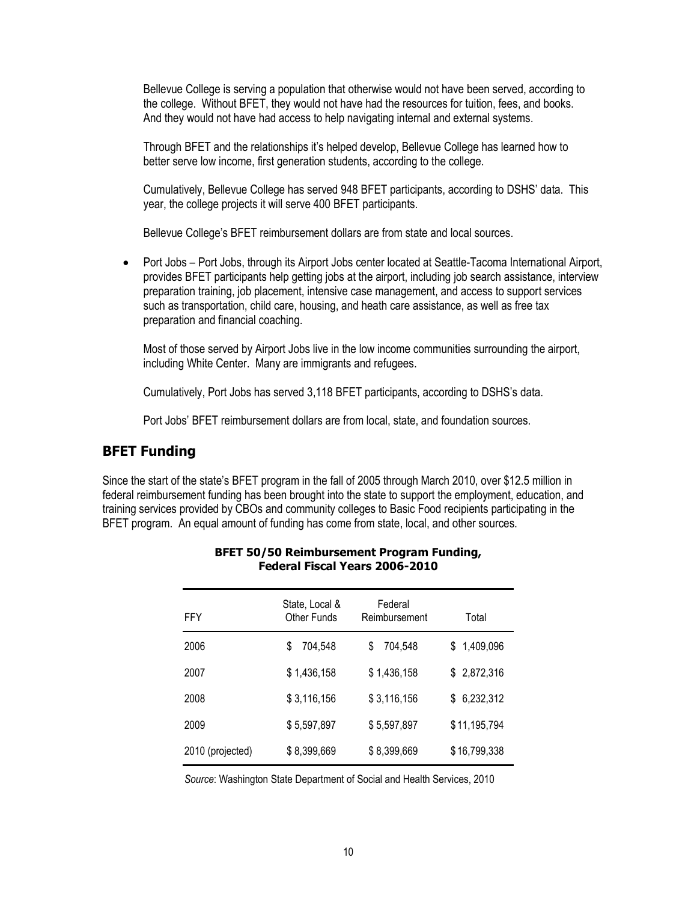Bellevue College is serving a population that otherwise would not have been served, according to the college. Without BFET, they would not have had the resources for tuition, fees, and books. And they would not have had access to help navigating internal and external systems.

Through BFET and the relationships it's helped develop, Bellevue College has learned how to better serve low income, first generation students, according to the college.

Cumulatively, Bellevue College has served 948 BFET participants, according to DSHS' data. This year, the college projects it will serve 400 BFET participants.

Bellevue College's BFET reimbursement dollars are from state and local sources.

- Port Jobs – Port Jobs, through its Airport Jobs center located at Seattle-Tacoma International Airport, provides BFET participants help getting jobs at the airport, including job search assistance, interview preparation training, job placement, intensive case management, and access to support services such as transportation, child care, housing, and heath care assistance, as well as free tax preparation and financial coaching.

  Most of those served by Airport Jobs live in the low income communities surrounding the airport, including White Center. Many are immigrants and refugees.

  Cumulatively, Port Jobs has served 3,118 BFET participants, according to DSHS's data.

  Port Jobs' BFET reimbursement dollars are from local, state, and foundation sources.

## BFET Funding

Since the start of the state's BFET program in the fall of 2005 through March 2010, over $12.5 million in federal reimbursement funding has been brought into the state to support the employment, education, and training services provided by CBOs and community colleges to Basic Food recipients participating in the BFET program. An equal amount of funding has come from state, local, and other sources.

**BFET 50/50 Reimbursement Program Funding, Federal Fiscal Years 2006-2010**

| FFY | State, Local & Other Funds | Federal Reimbursement | Total |
|---|---|---|---|
| 2006 | $ 704,548 | $ 704,548 | $ 1,409,096 |
| 2007 | $ 1,436,158 | $ 1,436,158 | $ 2,872,316 |
| 2008 | $ 3,116,156 | $ 3,116,156 | $ 6,232,312 |
| 2009 | $ 5,597,897 | $ 5,597,897 | $ 11,195,794 |
| 2010 (projected) | $ 8,399,669 | $ 8,399,669 | $ 16,799,338 |

*Source*: Washington State Department of Social and Health Services, 2010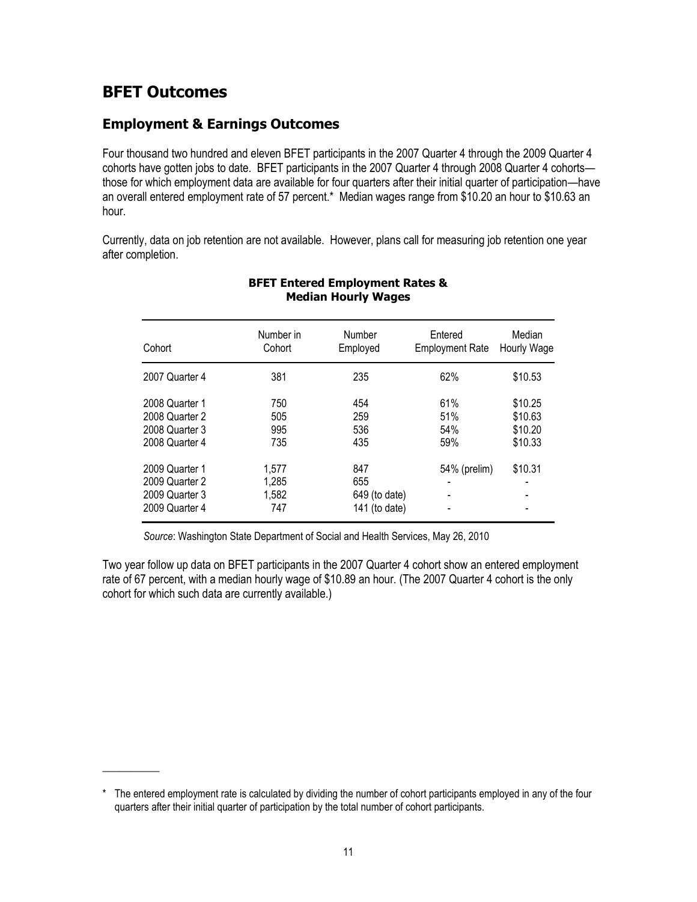# BFET Outcomes

## Employment & Earnings Outcomes

Four thousand two hundred and eleven BFET participants in the 2007 Quarter 4 through the 2009 Quarter 4 cohorts have gotten jobs to date. BFET participants in the 2007 Quarter 4 through 2008 Quarter 4 cohorts—those for which employment data are available for four quarters after their initial quarter of participation—have an overall entered employment rate of 57 percent.* Median wages range from $10.20 an hour to $10.63 an hour.

Currently, data on job retention are not available. However, plans call for measuring job retention one year after completion.

**BFET Entered Employment Rates & Median Hourly Wages**

| Cohort | Number in Cohort | Number Employed | Entered Employment Rate | Median Hourly Wage |
|---|---|---|---|---|
| 2007 Quarter 4 | 381 | 235 | 62% | $10.53 |
| 2008 Quarter 1 | 750 | 454 | 61% | $10.25 |
| 2008 Quarter 2 | 505 | 259 | 51% | $10.63 |
| 2008 Quarter 3 | 995 | 536 | 54% | $10.20 |
| 2008 Quarter 4 | 735 | 435 | 59% | $10.33 |
| 2009 Quarter 1 | 1,577 | 847 | 54% (prelim) | $10.31 |
| 2009 Quarter 2 | 1,285 | 655 | - | - |
| 2009 Quarter 3 | 1,582 | 649 (to date) | - | - |
| 2009 Quarter 4 | 747 | 141 (to date) | - | - |

*Source*: Washington State Department of Social and Health Services, May 26, 2010

Two year follow up data on BFET participants in the 2007 Quarter 4 cohort show an entered employment rate of 67 percent, with a median hourly wage of $10.89 an hour. (The 2007 Quarter 4 cohort is the only cohort for which such data are currently available.)

---

* The entered employment rate is calculated by dividing the number of cohort participants employed in any of the four quarters after their initial quarter of participation by the total number of cohort participants.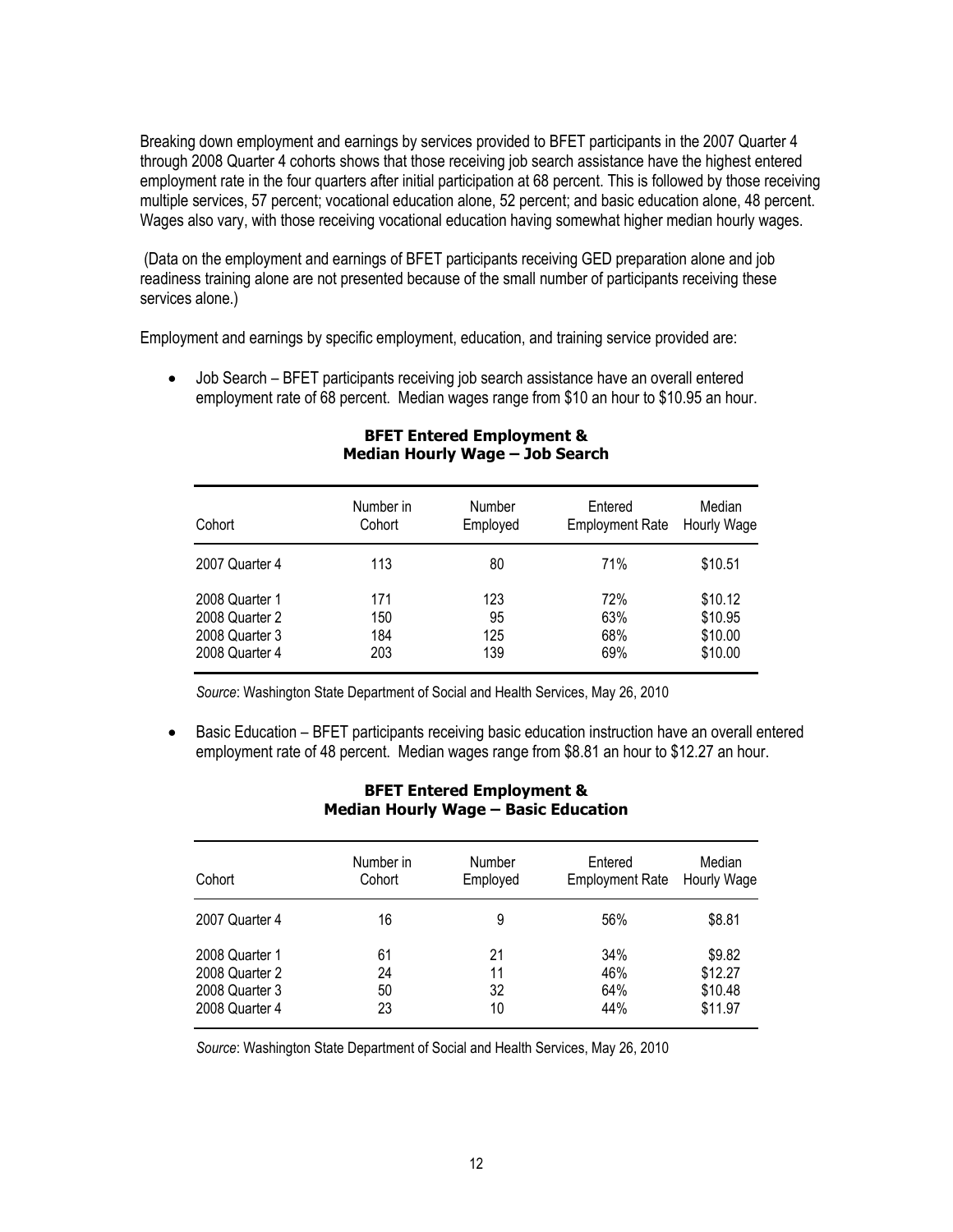Breaking down employment and earnings by services provided to BFET participants in the 2007 Quarter 4 through 2008 Quarter 4 cohorts shows that those receiving job search assistance have the highest entered employment rate in the four quarters after initial participation at 68 percent. This is followed by those receiving multiple services, 57 percent; vocational education alone, 52 percent; and basic education alone, 48 percent. Wages also vary, with those receiving vocational education having somewhat higher median hourly wages.

(Data on the employment and earnings of BFET participants receiving GED preparation alone and job readiness training alone are not presented because of the small number of participants receiving these services alone.)

Employment and earnings by specific employment, education, and training service provided are:

- Job Search – BFET participants receiving job search assistance have an overall entered employment rate of 68 percent. Median wages range from $10 an hour to $10.95 an hour.

**BFET Entered Employment & Median Hourly Wage – Job Search**

| Cohort | Number in Cohort | Number Employed | Entered Employment Rate | Median Hourly Wage |
|---|---|---|---|---|
| 2007 Quarter 4 | 113 | 80 | 71% | $10.51 |
| 2008 Quarter 1 | 171 | 123 | 72% | $10.12 |
| 2008 Quarter 2 | 150 | 95 | 63% | $10.95 |
| 2008 Quarter 3 | 184 | 125 | 68% | $10.00 |
| 2008 Quarter 4 | 203 | 139 | 69% | $10.00 |

*Source*: Washington State Department of Social and Health Services, May 26, 2010

- Basic Education – BFET participants receiving basic education instruction have an overall entered employment rate of 48 percent. Median wages range from $8.81 an hour to $12.27 an hour.

**BFET Entered Employment & Median Hourly Wage – Basic Education**

| Cohort | Number in Cohort | Number Employed | Entered Employment Rate | Median Hourly Wage |
|---|---|---|---|---|
| 2007 Quarter 4 | 16 | 9 | 56% | $8.81 |
| 2008 Quarter 1 | 61 | 21 | 34% | $9.82 |
| 2008 Quarter 2 | 24 | 11 | 46% | $12.27 |
| 2008 Quarter 3 | 50 | 32 | 64% | $10.48 |
| 2008 Quarter 4 | 23 | 10 | 44% | $11.97 |

*Source*: Washington State Department of Social and Health Services, May 26, 2010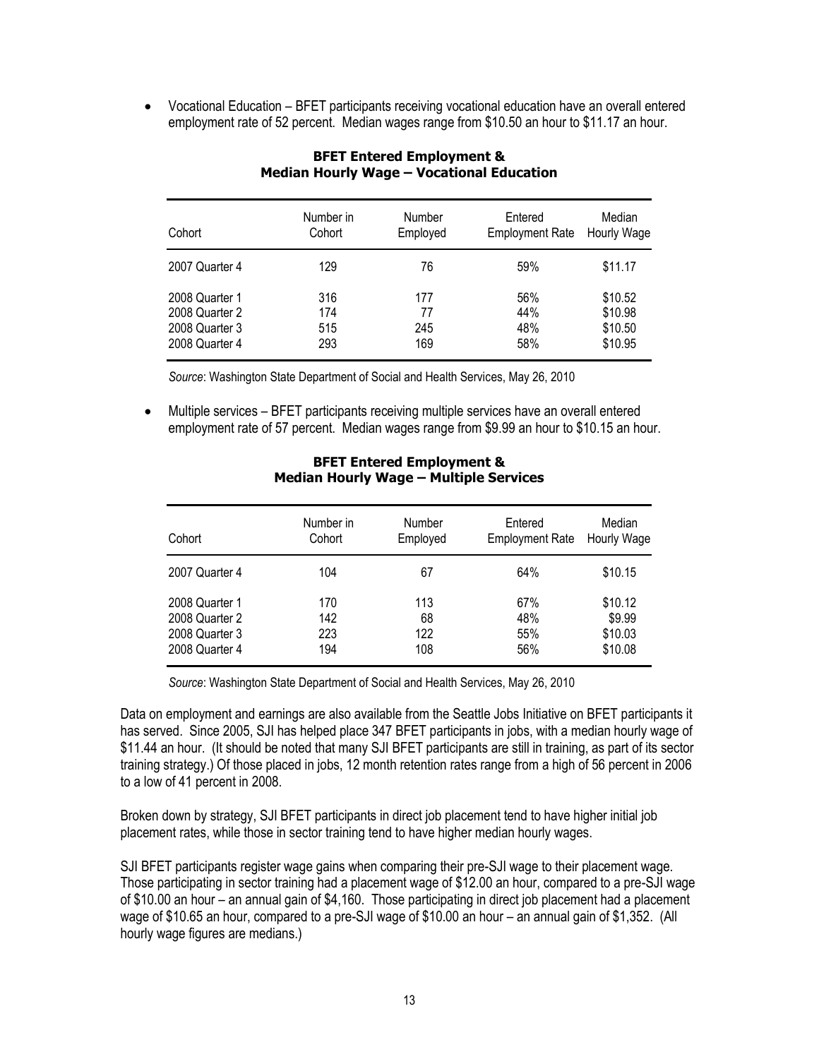- Vocational Education – BFET participants receiving vocational education have an overall entered employment rate of 52 percent. Median wages range from $10.50 an hour to $11.17 an hour.

**BFET Entered Employment & Median Hourly Wage – Vocational Education**

| Cohort | Number in Cohort | Number Employed | Entered Employment Rate | Median Hourly Wage |
|---|---|---|---|---|
| 2007 Quarter 4 | 129 | 76 | 59% | $11.17 |
| 2008 Quarter 1 | 316 | 177 | 56% | $10.52 |
| 2008 Quarter 2 | 174 | 77 | 44% | $10.98 |
| 2008 Quarter 3 | 515 | 245 | 48% | $10.50 |
| 2008 Quarter 4 | 293 | 169 | 58% | $10.95 |

*Source*: Washington State Department of Social and Health Services, May 26, 2010

- Multiple services – BFET participants receiving multiple services have an overall entered employment rate of 57 percent. Median wages range from $9.99 an hour to $10.15 an hour.

**BFET Entered Employment & Median Hourly Wage – Multiple Services**

| Cohort | Number in Cohort | Number Employed | Entered Employment Rate | Median Hourly Wage |
|---|---|---|---|---|
| 2007 Quarter 4 | 104 | 67 | 64% | $10.15 |
| 2008 Quarter 1 | 170 | 113 | 67% | $10.12 |
| 2008 Quarter 2 | 142 | 68 | 48% | $9.99 |
| 2008 Quarter 3 | 223 | 122 | 55% | $10.03 |
| 2008 Quarter 4 | 194 | 108 | 56% | $10.08 |

*Source*: Washington State Department of Social and Health Services, May 26, 2010

Data on employment and earnings are also available from the Seattle Jobs Initiative on BFET participants it has served. Since 2005, SJI has helped place 347 BFET participants in jobs, with a median hourly wage of $11.44 an hour. (It should be noted that many SJI BFET participants are still in training, as part of its sector training strategy.) Of those placed in jobs, 12 month retention rates range from a high of 56 percent in 2006 to a low of 41 percent in 2008.

Broken down by strategy, SJI BFET participants in direct job placement tend to have higher initial job placement rates, while those in sector training tend to have higher median hourly wages.

SJI BFET participants register wage gains when comparing their pre-SJI wage to their placement wage. Those participating in sector training had a placement wage of $12.00 an hour, compared to a pre-SJI wage of $10.00 an hour – an annual gain of $4,160. Those participating in direct job placement had a placement wage of $10.65 an hour, compared to a pre-SJI wage of $10.00 an hour – an annual gain of $1,352. (All hourly wage figures are medians.)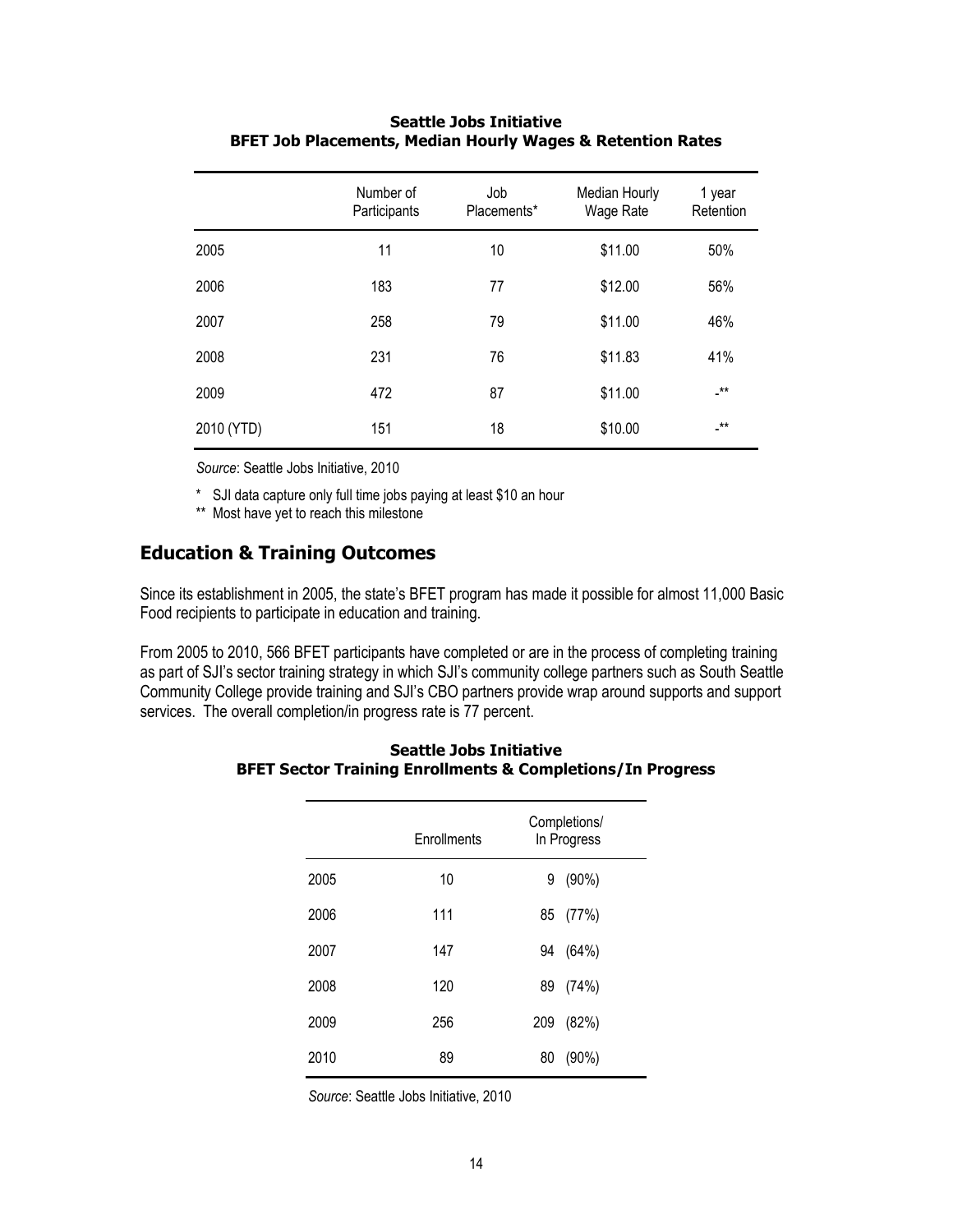**Seattle Jobs Initiative**
**BFET Job Placements, Median Hourly Wages & Retention Rates**

| | Number of Participants | Job Placements* | Median Hourly Wage Rate | 1 year Retention |
|---|---|---|---|---|
| 2005 | 11 | 10 | $11.00 | 50% |
| 2006 | 183 | 77 | $12.00 | 56% |
| 2007 | 258 | 79 | $11.00 | 46% |
| 2008 | 231 | 76 | $11.83 | 41% |
| 2009 | 472 | 87 | $11.00 | -** |
| 2010 (YTD) | 151 | 18 | $10.00 | -** |

*Source*: Seattle Jobs Initiative, 2010

\* SJI data capture only full time jobs paying at least $10 an hour

** Most have yet to reach this milestone

## Education & Training Outcomes

Since its establishment in 2005, the state's BFET program has made it possible for almost 11,000 Basic Food recipients to participate in education and training.

From 2005 to 2010, 566 BFET participants have completed or are in the process of completing training as part of SJI's sector training strategy in which SJI's community college partners such as South Seattle Community College provide training and SJI's CBO partners provide wrap around supports and support services. The overall completion/in progress rate is 77 percent.

**Seattle Jobs Initiative**
**BFET Sector Training Enrollments & Completions/In Progress**

| | Enrollments | Completions/ In Progress |
|---|---|---|
| 2005 | 10 | 9 (90%) |
| 2006 | 111 | 85 (77%) |
| 2007 | 147 | 94 (64%) |
| 2008 | 120 | 89 (74%) |
| 2009 | 256 | 209 (82%) |
| 2010 | 89 | 80 (90%) |

*Source*: Seattle Jobs Initiative, 2010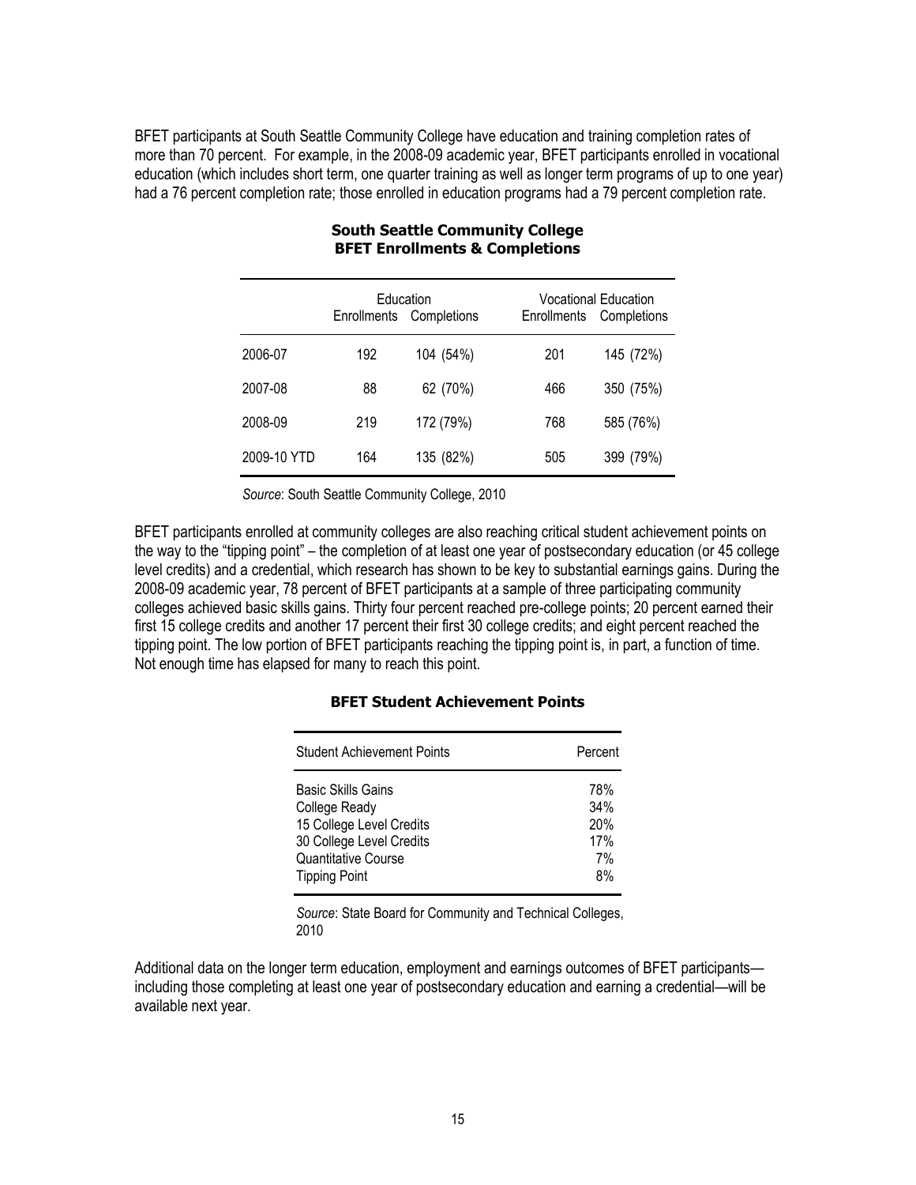BFET participants at South Seattle Community College have education and training completion rates of more than 70 percent. For example, in the 2008-09 academic year, BFET participants enrolled in vocational education (which includes short term, one quarter training as well as longer term programs of up to one year) had a 76 percent completion rate; those enrolled in education programs had a 79 percent completion rate.

**South Seattle Community College**
**BFET Enrollments & Completions**

| | Education | | Vocational Education | |
|---|---|---|---|---|
| | Enrollments | Completions | Enrollments | Completions |
| 2006-07 | 192 | 104 (54%) | 201 | 145 (72%) |
| 2007-08 | 88 | 62 (70%) | 466 | 350 (75%) |
| 2008-09 | 219 | 172 (79%) | 768 | 585 (76%) |
| 2009-10 YTD | 164 | 135 (82%) | 505 | 399 (79%) |

*Source*: South Seattle Community College, 2010

BFET participants enrolled at community colleges are also reaching critical student achievement points on the way to the "tipping point" – the completion of at least one year of postsecondary education (or 45 college level credits) and a credential, which research has shown to be key to substantial earnings gains. During the 2008-09 academic year, 78 percent of BFET participants at a sample of three participating community colleges achieved basic skills gains. Thirty four percent reached pre-college points; 20 percent earned their first 15 college credits and another 17 percent their first 30 college credits; and eight percent reached the tipping point. The low portion of BFET participants reaching the tipping point is, in part, a function of time. Not enough time has elapsed for many to reach this point.

**BFET Student Achievement Points**

| Student Achievement Points | Percent |
|---|---|
| Basic Skills Gains | 78% |
| College Ready | 34% |
| 15 College Level Credits | 20% |
| 30 College Level Credits | 17% |
| Quantitative Course | 7% |
| Tipping Point | 8% |

*Source*: State Board for Community and Technical Colleges, 2010

Additional data on the longer term education, employment and earnings outcomes of BFET participants—including those completing at least one year of postsecondary education and earning a credential—will be available next year.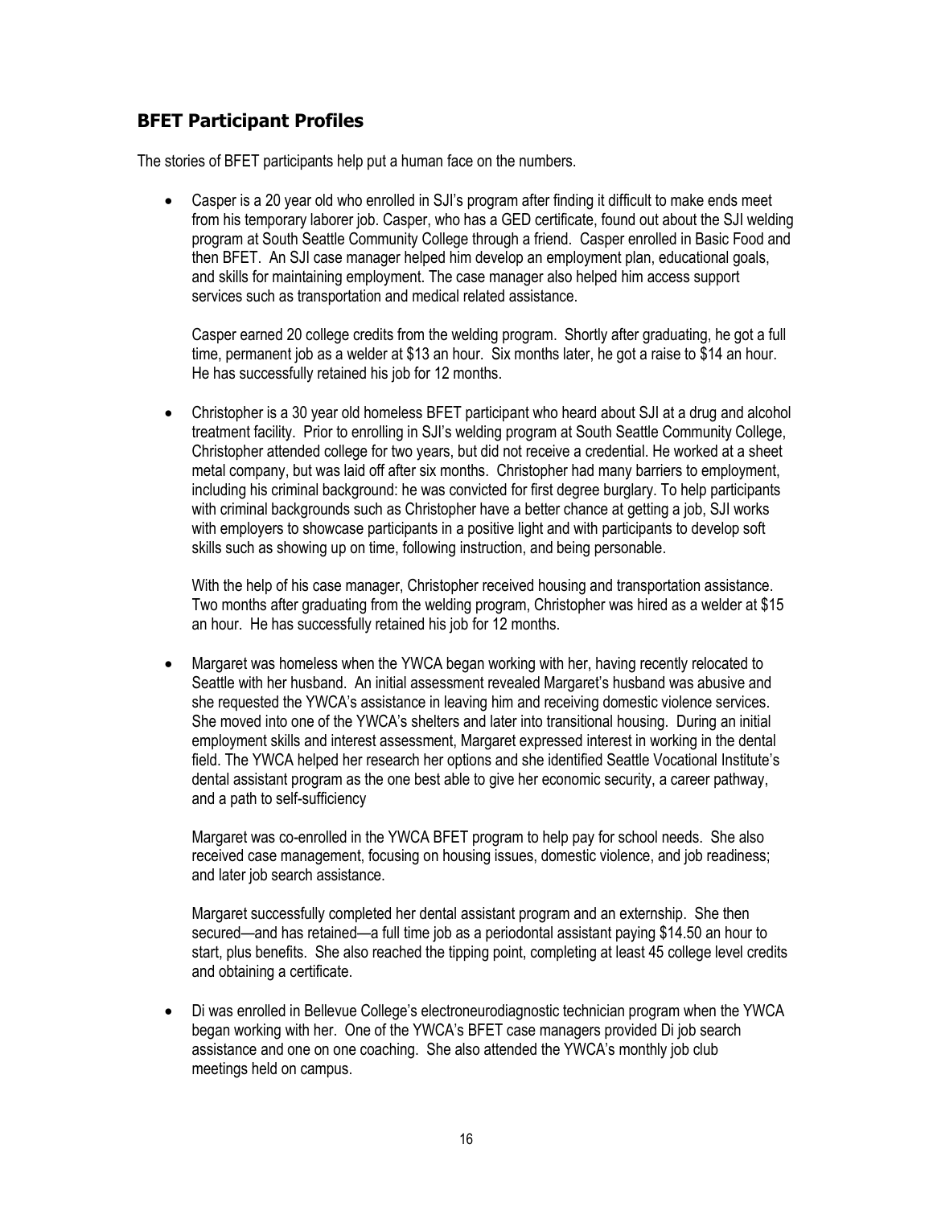## BFET Participant Profiles

The stories of BFET participants help put a human face on the numbers.

- Casper is a 20 year old who enrolled in SJI's program after finding it difficult to make ends meet from his temporary laborer job. Casper, who has a GED certificate, found out about the SJI welding program at South Seattle Community College through a friend. Casper enrolled in Basic Food and then BFET. An SJI case manager helped him develop an employment plan, educational goals, and skills for maintaining employment. The case manager also helped him access support services such as transportation and medical related assistance.

  Casper earned 20 college credits from the welding program. Shortly after graduating, he got a full time, permanent job as a welder at $13 an hour. Six months later, he got a raise to $14 an hour. He has successfully retained his job for 12 months.

- Christopher is a 30 year old homeless BFET participant who heard about SJI at a drug and alcohol treatment facility. Prior to enrolling in SJI's welding program at South Seattle Community College, Christopher attended college for two years, but did not receive a credential. He worked at a sheet metal company, but was laid off after six months. Christopher had many barriers to employment, including his criminal background: he was convicted for first degree burglary. To help participants with criminal backgrounds such as Christopher have a better chance at getting a job, SJI works with employers to showcase participants in a positive light and with participants to develop soft skills such as showing up on time, following instruction, and being personable.

  With the help of his case manager, Christopher received housing and transportation assistance. Two months after graduating from the welding program, Christopher was hired as a welder at $15 an hour. He has successfully retained his job for 12 months.

- Margaret was homeless when the YWCA began working with her, having recently relocated to Seattle with her husband. An initial assessment revealed Margaret's husband was abusive and she requested the YWCA's assistance in leaving him and receiving domestic violence services. She moved into one of the YWCA's shelters and later into transitional housing. During an initial employment skills and interest assessment, Margaret expressed interest in working in the dental field. The YWCA helped her research her options and she identified Seattle Vocational Institute's dental assistant program as the one best able to give her economic security, a career pathway, and a path to self-sufficiency

  Margaret was co-enrolled in the YWCA BFET program to help pay for school needs. She also received case management, focusing on housing issues, domestic violence, and job readiness; and later job search assistance.

  Margaret successfully completed her dental assistant program and an externship. She then secured—and has retained—a full time job as a periodontal assistant paying $14.50 an hour to start, plus benefits. She also reached the tipping point, completing at least 45 college level credits and obtaining a certificate.

- Di was enrolled in Bellevue College's electroneurodiagnostic technician program when the YWCA began working with her. One of the YWCA's BFET case managers provided Di job search assistance and one on one coaching. She also attended the YWCA's monthly job club meetings held on campus.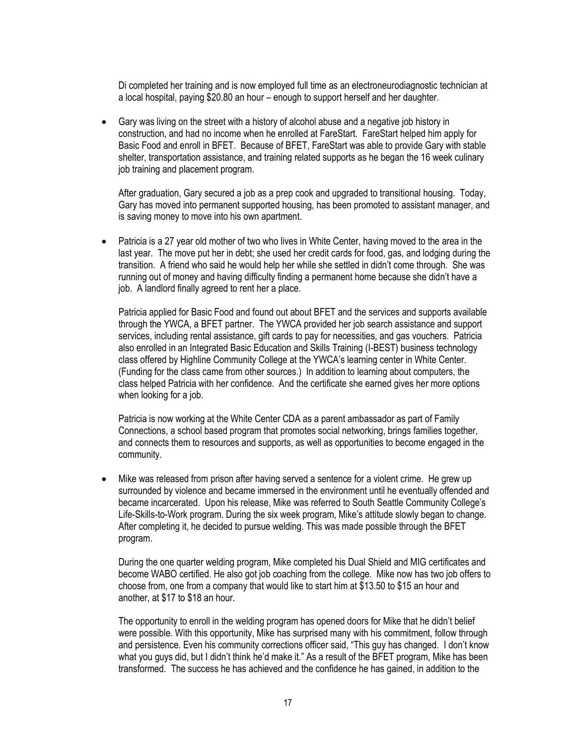Di completed her training and is now employed full time as an electroneurodiagnostic technician at a local hospital, paying $20.80 an hour – enough to support herself and her daughter.

- Gary was living on the street with a history of alcohol abuse and a negative job history in construction, and had no income when he enrolled at FareStart. FareStart helped him apply for Basic Food and enroll in BFET. Because of BFET, FareStart was able to provide Gary with stable shelter, transportation assistance, and training related supports as he began the 16 week culinary job training and placement program.

  After graduation, Gary secured a job as a prep cook and upgraded to transitional housing. Today, Gary has moved into permanent supported housing, has been promoted to assistant manager, and is saving money to move into his own apartment.

- Patricia is a 27 year old mother of two who lives in White Center, having moved to the area in the last year. The move put her in debt; she used her credit cards for food, gas, and lodging during the transition. A friend who said he would help her while she settled in didn't come through. She was running out of money and having difficulty finding a permanent home because she didn't have a job. A landlord finally agreed to rent her a place.

  Patricia applied for Basic Food and found out about BFET and the services and supports available through the YWCA, a BFET partner. The YWCA provided her job search assistance and support services, including rental assistance, gift cards to pay for necessities, and gas vouchers. Patricia also enrolled in an Integrated Basic Education and Skills Training (I-BEST) business technology class offered by Highline Community College at the YWCA's learning center in White Center. (Funding for the class came from other sources.) In addition to learning about computers, the class helped Patricia with her confidence. And the certificate she earned gives her more options when looking for a job.

  Patricia is now working at the White Center CDA as a parent ambassador as part of Family Connections, a school based program that promotes social networking, brings families together, and connects them to resources and supports, as well as opportunities to become engaged in the community.

- Mike was released from prison after having served a sentence for a violent crime. He grew up surrounded by violence and became immersed in the environment until he eventually offended and became incarcerated. Upon his release, Mike was referred to South Seattle Community College's Life-Skills-to-Work program. During the six week program, Mike's attitude slowly began to change. After completing it, he decided to pursue welding. This was made possible through the BFET program.

  During the one quarter welding program, Mike completed his Dual Shield and MIG certificates and become WABO certified. He also got job coaching from the college. Mike now has two job offers to choose from, one from a company that would like to start him at $13.50 to $15 an hour and another, at $17 to $18 an hour.

  The opportunity to enroll in the welding program has opened doors for Mike that he didn't belief were possible. With this opportunity, Mike has surprised many with his commitment, follow through and persistence. Even his community corrections officer said, "This guy has changed. I don't know what you guys did, but I didn't think he'd make it." As a result of the BFET program, Mike has been transformed. The success he has achieved and the confidence he has gained, in addition to the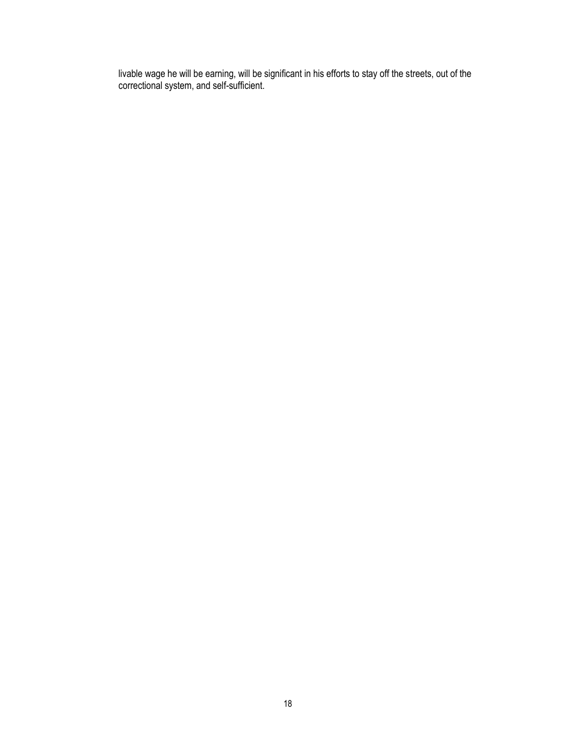livable wage he will be earning, will be significant in his efforts to stay off the streets, out of the correctional system, and self-sufficient.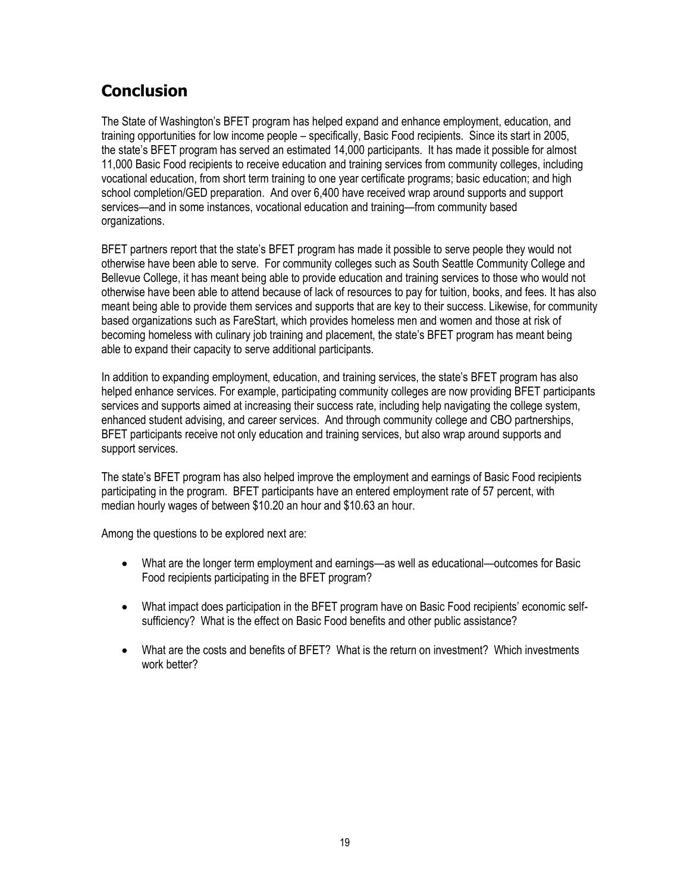## Conclusion

The State of Washington's BFET program has helped expand and enhance employment, education, and training opportunities for low income people – specifically, Basic Food recipients. Since its start in 2005, the state's BFET program has served an estimated 14,000 participants. It has made it possible for almost 11,000 Basic Food recipients to receive education and training services from community colleges, including vocational education, from short term training to one year certificate programs; basic education; and high school completion/GED preparation. And over 6,400 have received wrap around supports and support services—and in some instances, vocational education and training—from community based organizations.

BFET partners report that the state's BFET program has made it possible to serve people they would not otherwise have been able to serve. For community colleges such as South Seattle Community College and Bellevue College, it has meant being able to provide education and training services to those who would not otherwise have been able to attend because of lack of resources to pay for tuition, books, and fees. It has also meant being able to provide them services and supports that are key to their success. Likewise, for community based organizations such as FareStart, which provides homeless men and women and those at risk of becoming homeless with culinary job training and placement, the state's BFET program has meant being able to expand their capacity to serve additional participants.

In addition to expanding employment, education, and training services, the state's BFET program has also helped enhance services. For example, participating community colleges are now providing BFET participants services and supports aimed at increasing their success rate, including help navigating the college system, enhanced student advising, and career services. And through community college and CBO partnerships, BFET participants receive not only education and training services, but also wrap around supports and support services.

The state's BFET program has also helped improve the employment and earnings of Basic Food recipients participating in the program. BFET participants have an entered employment rate of 57 percent, with median hourly wages of between $10.20 an hour and $10.63 an hour.

Among the questions to be explored next are:

- What are the longer term employment and earnings—as well as educational—outcomes for Basic Food recipients participating in the BFET program?
- What impact does participation in the BFET program have on Basic Food recipients' economic self-sufficiency? What is the effect on Basic Food benefits and other public assistance?
- What are the costs and benefits of BFET? What is the return on investment? Which investments work better?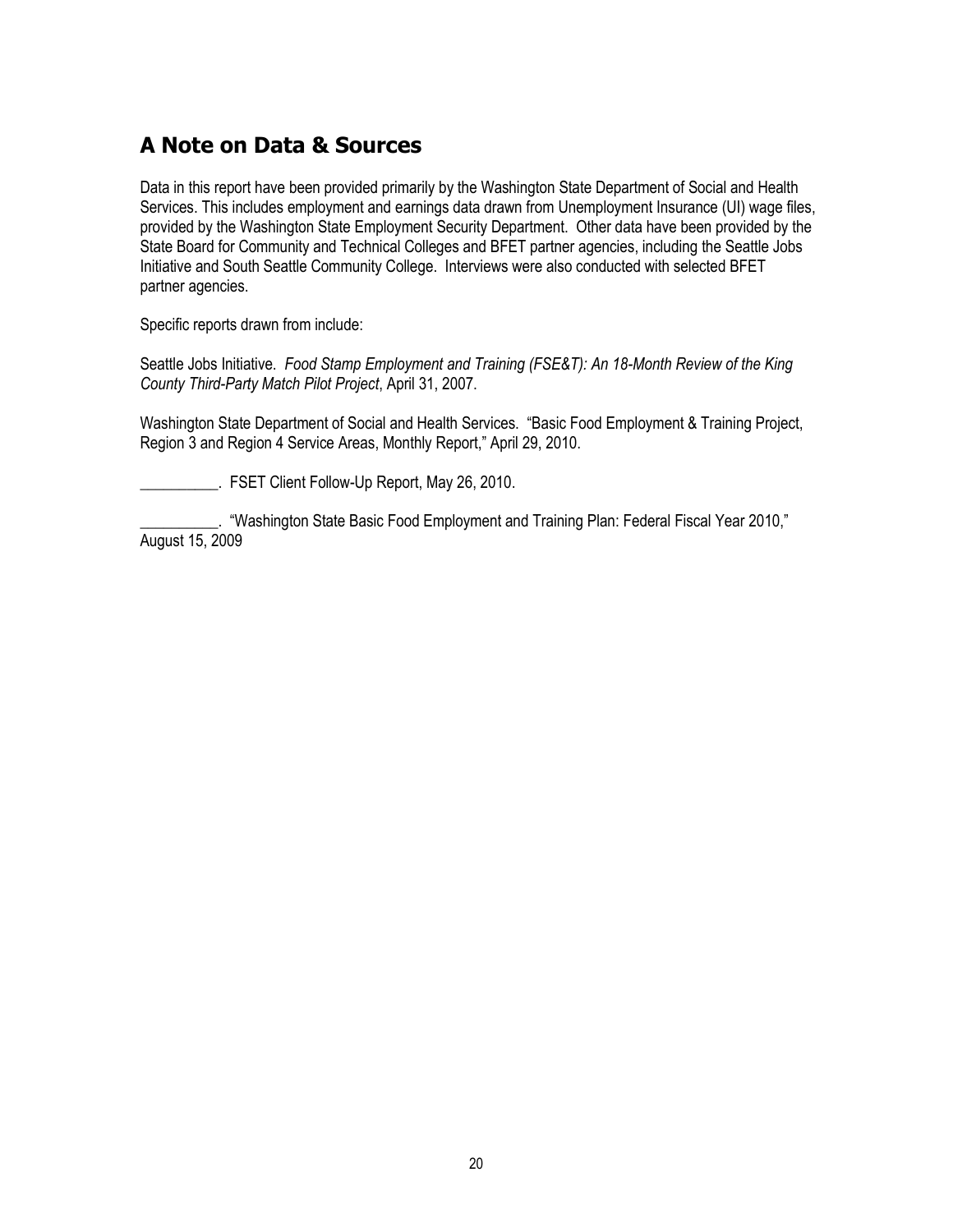## A Note on Data & Sources

Data in this report have been provided primarily by the Washington State Department of Social and Health Services. This includes employment and earnings data drawn from Unemployment Insurance (UI) wage files, provided by the Washington State Employment Security Department. Other data have been provided by the State Board for Community and Technical Colleges and BFET partner agencies, including the Seattle Jobs Initiative and South Seattle Community College. Interviews were also conducted with selected BFET partner agencies.

Specific reports drawn from include:

Seattle Jobs Initiative. *Food Stamp Employment and Training (FSE&T): An 18-Month Review of the King County Third-Party Match Pilot Project*, April 31, 2007.

Washington State Department of Social and Health Services. "Basic Food Employment & Training Project, Region 3 and Region 4 Service Areas, Monthly Report," April 29, 2010.

__________. FSET Client Follow-Up Report, May 26, 2010.

__________. "Washington State Basic Food Employment and Training Plan: Federal Fiscal Year 2010," August 15, 2009